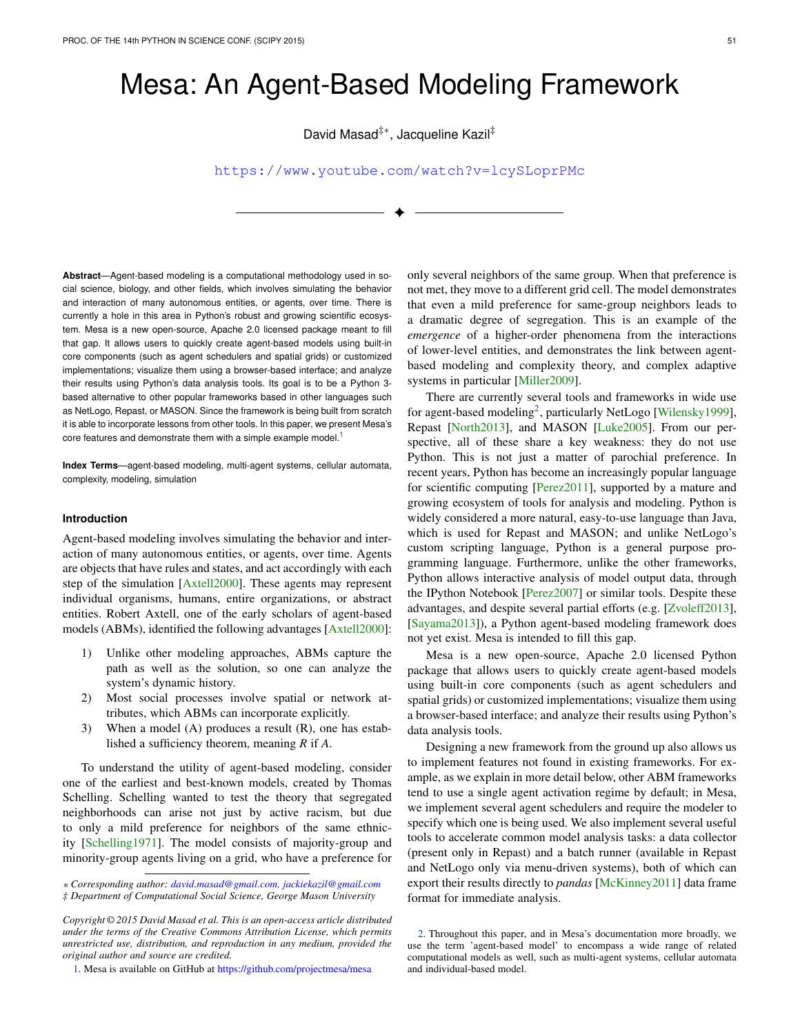# Mesa: An Agent-Based Modeling Framework

David Masad[‡*], Jacqueline Kazil[‡]

https://www.youtube.com/watch?v=lcySLoprPMc

---

**Abstract**—Agent-based modeling is a computational methodology used in social science, biology, and other fields, which involves simulating the behavior and interaction of many autonomous entities, or agents, over time. There is currently a hole in this area in Python's robust and growing scientific ecosystem. Mesa is a new open-source, Apache 2.0 licensed package meant to fill that gap. It allows users to quickly create agent-based models using built-in core components (such as agent schedulers and spatial grids) or customized implementations; visualize them using a browser-based interface; and analyze their results using Python's data analysis tools. Its goal is to be a Python 3-based alternative to other popular frameworks based in other languages such as NetLogo, Repast, or MASON. Since the framework is being built from scratch it is able to incorporate lessons from other tools. In this paper, we present Mesa's core features and demonstrate them with a simple example model.[1]

**Index Terms**—agent-based modeling, multi-agent systems, cellular automata, complexity, modeling, simulation

## Introduction

Agent-based modeling involves simulating the behavior and interaction of many autonomous entities, or agents, over time. Agents are objects that have rules and states, and act accordingly with each step of the simulation [Axtell2000]. These agents may represent individual organisms, humans, entire organizations, or abstract entities. Robert Axtell, one of the early scholars of agent-based models (ABMs), identified the following advantages [Axtell2000]:

1) Unlike other modeling approaches, ABMs capture the path as well as the solution, so one can analyze the system's dynamic history.
2) Most social processes involve spatial or network attributes, which ABMs can incorporate explicitly.
3) When a model (A) produces a result (R), one has established a sufficiency theorem, meaning *R* if *A*.

To understand the utility of agent-based modeling, consider one of the earliest and best-known models, created by Thomas Schelling. Schelling wanted to test the theory that segregated neighborhoods can arise not just by active racism, but due to only a mild preference for neighbors of the same ethnicity [Schelling1971]. The model consists of majority-group and minority-group agents living on a grid, who have a preference for only several neighbors of the same group. When that preference is not met, they move to a different grid cell. The model demonstrates that even a mild preference for same-group neighbors leads to a dramatic degree of segregation. This is an example of the *emergence* of a higher-order phenomena from the interactions of lower-level entities, and demonstrates the link between agent-based modeling and complexity theory, and complex adaptive systems in particular [Miller2009].

There are currently several tools and frameworks in wide use for agent-based modeling[2], particularly NetLogo [Wilensky1999], Repast [North2013], and MASON [Luke2005]. From our perspective, all of these share a key weakness: they do not use Python. This is not just a matter of parochial preference. In recent years, Python has become an increasingly popular language for scientific computing [Perez2011], supported by a mature and growing ecosystem of tools for analysis and modeling. Python is widely considered a more natural, easy-to-use language than Java, which is used for Repast and MASON; and unlike NetLogo's custom scripting language, Python is a general purpose programming language. Furthermore, unlike the other frameworks, Python allows interactive analysis of model output data, through the IPython Notebook [Perez2007] or similar tools. Despite these advantages, and despite several partial efforts (e.g. [Zvoleff2013], [Sayama2013]), a Python agent-based modeling framework does not yet exist. Mesa is intended to fill this gap.

Mesa is a new open-source, Apache 2.0 licensed Python package that allows users to quickly create agent-based models using built-in core components (such as agent schedulers and spatial grids) or customized implementations; visualize them using a browser-based interface; and analyze their results using Python's data analysis tools.

Designing a new framework from the ground up also allows us to implement features not found in existing frameworks. For example, as we explain in more detail below, other ABM frameworks tend to use a single agent activation regime by default; in Mesa, we implement several agent schedulers and require the modeler to specify which one is being used. We also implement several useful tools to accelerate common model analysis tasks: a data collector (present only in Repast) and a batch runner (available in Repast and NetLogo only via menu-driven systems), both of which can export their results directly to *pandas* [McKinney2011] data frame format for immediate analysis.

\* *Corresponding author: david.masad@gmail.com, jackiekazil@gmail.com*
‡ *Department of Computational Social Science, George Mason University*

*Copyright © 2015 David Masad et al. This is an open-access article distributed under the terms of the Creative Commons Attribution License, which permits unrestricted use, distribution, and reproduction in any medium, provided the original author and source are credited.*

1. Mesa is available on GitHub at https://github.com/projectmesa/mesa

2. Throughout this paper, and in Mesa's documentation more broadly, we use the term 'agent-based model' to encompass a wide range of related computational models as well, such as multi-agent systems, cellular automata and individual-based model.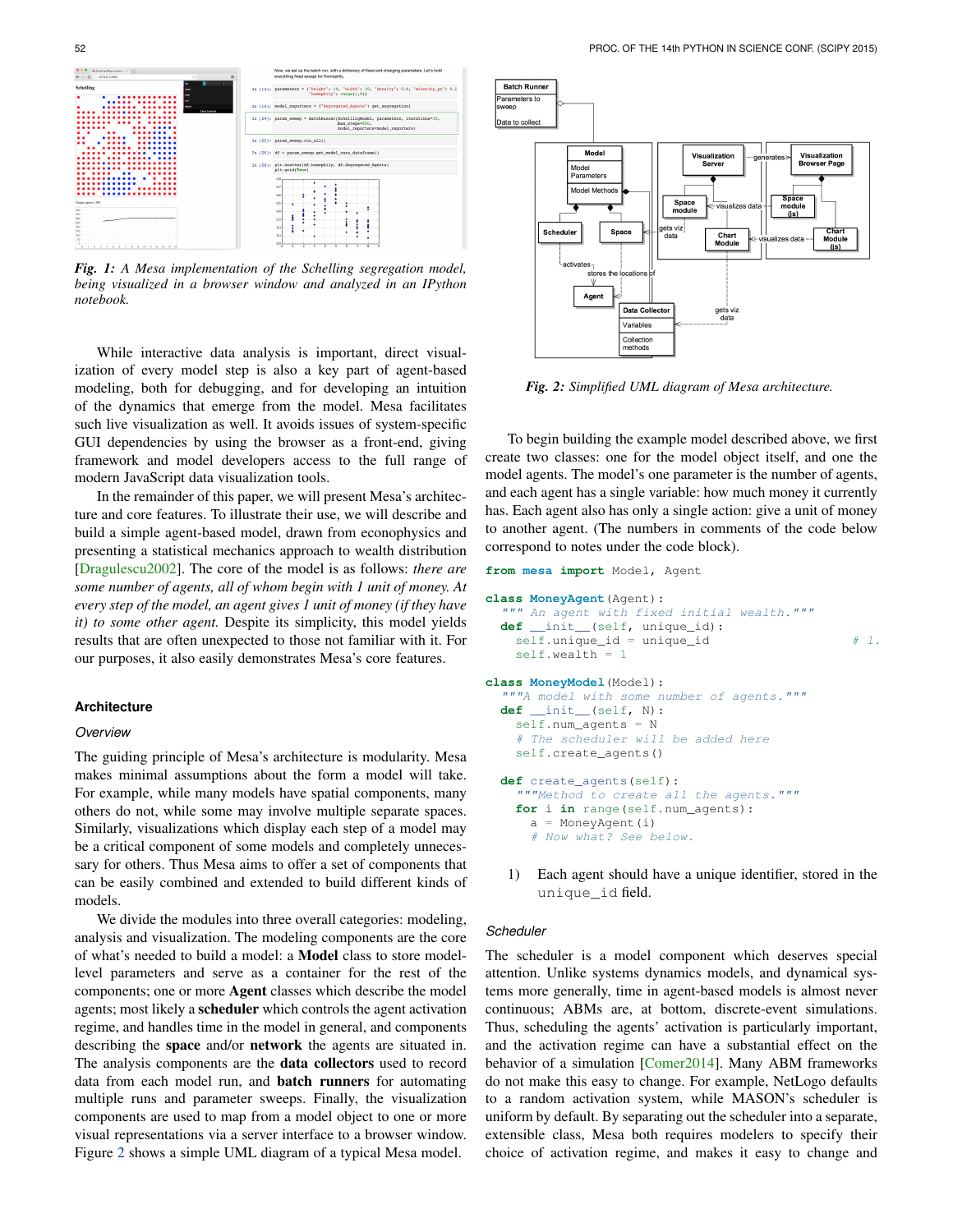*Fig. 1: A Mesa implementation of the Schelling segregation model, being visualized in a browser window and analyzed in an IPython notebook.*

While interactive data analysis is important, direct visualization of every model step is also a key part of agent-based modeling, both for debugging, and for developing an intuition of the dynamics that emerge from the model. Mesa facilitates such live visualization as well. It avoids issues of system-specific GUI dependencies by using the browser as a front-end, giving framework and model developers access to the full range of modern JavaScript data visualization tools.

In the remainder of this paper, we will present Mesa's architecture and core features. To illustrate their use, we will describe and build a simple agent-based model, drawn from econophysics and presenting a statistical mechanics approach to wealth distribution [Dragulescu2002]. The core of the model is as follows: *there are some number of agents, all of whom begin with 1 unit of money. At every step of the model, an agent gives 1 unit of money (if they have it) to some other agent.* Despite its simplicity, this model yields results that are often unexpected to those not familiar with it. For our purposes, it also easily demonstrates Mesa's core features.

## Architecture

### Overview

The guiding principle of Mesa's architecture is modularity. Mesa makes minimal assumptions about the form a model will take. For example, while many models have spatial components, many others do not, while some may involve multiple separate spaces. Similarly, visualizations which display each step of a model may be a critical component of some models and completely unnecessary for others. Thus Mesa aims to offer a set of components that can be easily combined and extended to build different kinds of models.

We divide the modules into three overall categories: modeling, analysis and visualization. The modeling components are the core of what's needed to build a model: a **Model** class to store model-level parameters and serve as a container for the rest of the components; one or more **Agent** classes which describe the model agents; most likely a **scheduler** which controls the agent activation regime, and handles time in the model in general, and components describing the **space** and/or **network** the agents are situated in. The analysis components are the **data collectors** used to record data from each model run, and **batch runners** for automating multiple runs and parameter sweeps. Finally, the visualization components are used to map from a model object to one or more visual representations via a server interface to a browser window. Figure 2 shows a simple UML diagram of a typical Mesa model.

*Fig. 2: Simplified UML diagram of Mesa architecture.*

To begin building the example model described above, we first create two classes: one for the model object itself, and one the model agents. The model's one parameter is the number of agents, and each agent has a single variable: how much money it currently has. Each agent also has only a single action: give a unit of money to another agent. (The numbers in comments of the code below correspond to notes under the code block).

```
from mesa import Model, Agent

class MoneyAgent(Agent):
    """ An agent with fixed initial wealth."""
    def __init__(self, unique_id):
        self.unique_id = unique_id                # 1.
        self.wealth = 1

class MoneyModel(Model):
    """A model with some number of agents."""
    def __init__(self, N):
        self.num_agents = N
        # The scheduler will be added here
        self.create_agents()

    def create_agents(self):
        """Method to create all the agents."""
        for i in range(self.num_agents):
            a = MoneyAgent(i)
            # Now what? See below.
```

1) Each agent should have a unique identifier, stored in the `unique_id` field.

### Scheduler

The scheduler is a model component which deserves special attention. Unlike systems dynamics models, and dynamical systems more generally, time in agent-based models is almost never continuous; ABMs are, at bottom, discrete-event simulations. Thus, scheduling the agents' activation is particularly important, and the activation regime can have a substantial effect on the behavior of a simulation [Comer2014]. Many ABM frameworks do not make this easy to change. For example, NetLogo defaults to a random activation system, while MASON's scheduler is uniform by default. By separating out the scheduler into a separate, extensible class, Mesa both requires modelers to specify their choice of activation regime, and makes it easy to change and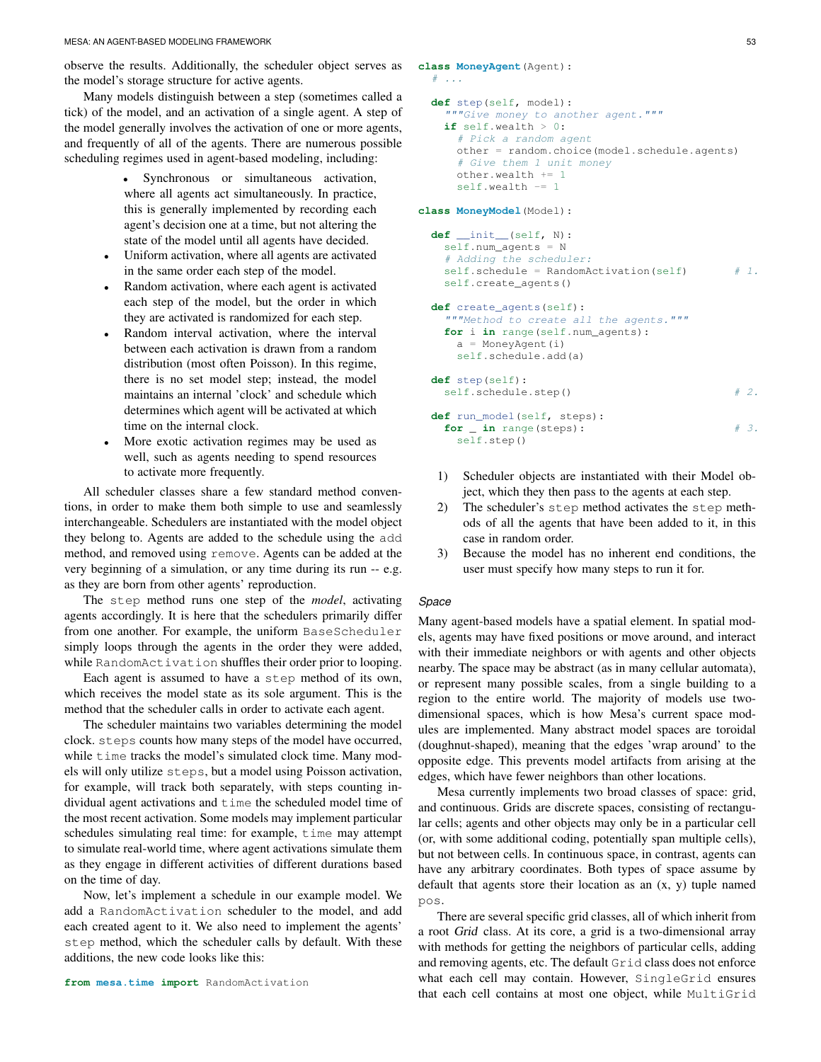observe the results. Additionally, the scheduler object serves as the model's storage structure for active agents.

Many models distinguish between a step (sometimes called a tick) of the model, and an activation of a single agent. A step of the model generally involves the activation of one or more agents, and frequently of all of the agents. There are numerous possible scheduling regimes used in agent-based modeling, including:

- Synchronous or simultaneous activation, where all agents act simultaneously. In practice, this is generally implemented by recording each agent's decision one at a time, but not altering the state of the model until all agents have decided.
- Uniform activation, where all agents are activated in the same order each step of the model.
- Random activation, where each agent is activated each step of the model, but the order in which they are activated is randomized for each step.
- Random interval activation, where the interval between each activation is drawn from a random distribution (most often Poisson). In this regime, there is no set model step; instead, the model maintains an internal 'clock' and schedule which determines which agent will be activated at which time on the internal clock.
- More exotic activation regimes may be used as well, such as agents needing to spend resources to activate more frequently.

All scheduler classes share a few standard method conventions, in order to make them both simple to use and seamlessly interchangeable. Schedulers are instantiated with the model object they belong to. Agents are added to the schedule using the `add` method, and removed using `remove`. Agents can be added at the very beginning of a simulation, or any time during its run -- e.g. as they are born from other agents' reproduction.

The `step` method runs one step of the *model*, activating agents accordingly. It is here that the schedulers primarily differ from one another. For example, the uniform `BaseScheduler` simply loops through the agents in the order they were added, while `RandomActivation` shuffles their order prior to looping.

Each agent is assumed to have a `step` method of its own, which receives the model state as its sole argument. This is the method that the scheduler calls in order to activate each agent.

The scheduler maintains two variables determining the model clock. `steps` counts how many steps of the model have occurred, while `time` tracks the model's simulated clock time. Many models will only utilize `steps`, but a model using Poisson activation, for example, will track both separately, with steps counting individual agent activations and `time` the scheduled model time of the most recent activation. Some models may implement particular schedules simulating real time: for example, `time` may attempt to simulate real-world time, where agent activations simulate them as they engage in different activities of different durations based on the time of day.

Now, let's implement a schedule in our example model. We add a `RandomActivation` scheduler to the model, and add each created agent to it. We also need to implement the agents' `step` method, which the scheduler calls by default. With these additions, the new code looks like this:

```
from mesa.time import RandomActivation

class MoneyAgent(Agent):
  # ...

  def step(self, model):
    """Give money to another agent."""
    if self.wealth > 0:
      # Pick a random agent
      other = random.choice(model.schedule.agents)
      # Give them 1 unit money
      other.wealth += 1
      self.wealth -= 1

class MoneyModel(Model):

  def __init__(self, N):
    self.num_agents = N
    # Adding the scheduler:
    self.schedule = RandomActivation(self)        # 1.
    self.create_agents()

  def create_agents(self):
    """Method to create all the agents."""
    for i in range(self.num_agents):
      a = MoneyAgent(i)
      self.schedule.add(a)

  def step(self):
    self.schedule.step()                          # 2.

  def run_model(self, steps):
    for _ in range(steps):                        # 3.
      self.step()
```

1) Scheduler objects are instantiated with their Model object, which they then pass to the agents at each step.
2) The scheduler's `step` method activates the `step` methods of all the agents that have been added to it, in this case in random order.
3) Because the model has no inherent end conditions, the user must specify how many steps to run it for.

### *Space*

Many agent-based models have a spatial element. In spatial models, agents may have fixed positions or move around, and interact with their immediate neighbors or with agents and other objects nearby. The space may be abstract (as in many cellular automata), or represent many possible scales, from a single building to a region to the entire world. The majority of models use two-dimensional spaces, which is how Mesa's current space modules are implemented. Many abstract model spaces are toroidal (doughnut-shaped), meaning that the edges 'wrap around' to the opposite edge. This prevents model artifacts from arising at the edges, which have fewer neighbors than other locations.

Mesa currently implements two broad classes of space: grid, and continuous. Grids are discrete spaces, consisting of rectangular cells; agents and other objects may only be in a particular cell (or, with some additional coding, potentially span multiple cells), but not between cells. In continuous space, in contrast, agents can have any arbitrary coordinates. Both types of space assume by default that agents store their location as an (x, y) tuple named `pos`.

There are several specific grid classes, all of which inherit from a root *Grid* class. At its core, a grid is a two-dimensional array with methods for getting the neighbors of particular cells, adding and removing agents, etc. The default `Grid` class does not enforce what each cell may contain. However, `SingleGrid` ensures that each cell contains at most one object, while `MultiGrid`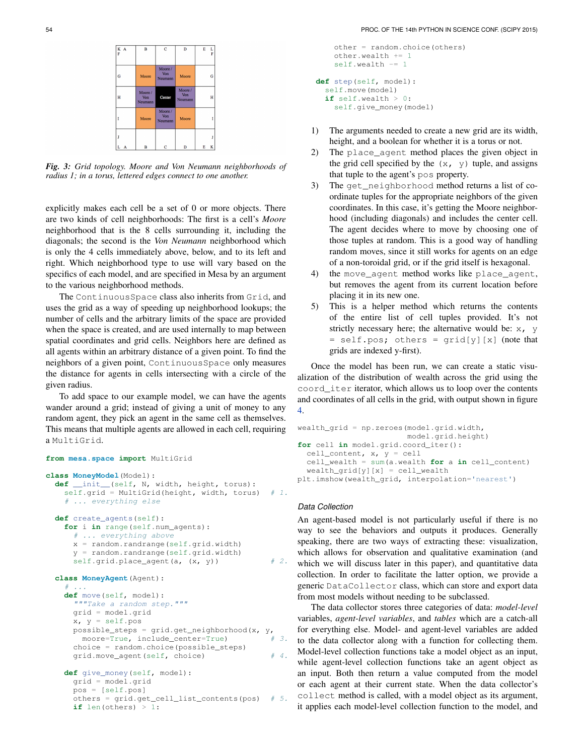*Fig. 3: Grid topology. Moore and Von Neumann neighborhoods of radius 1; in a torus, lettered edges connect to one another.*

explicitly makes each cell be a set of 0 or more objects. There are two kinds of cell neighborhoods: The first is a cell's *Moore* neighborhood that is the 8 cells surrounding it, including the diagonals; the second is the *Von Neumann* neighborhood which is only the 4 cells immediately above, below, and to its left and right. Which neighborhood type to use will vary based on the specifics of each model, and are specified in Mesa by an argument to the various neighborhood methods.

The `ContinuousSpace` class also inherits from `Grid`, and uses the grid as a way of speeding up neighborhood lookups; the number of cells and the arbitrary limits of the space are provided when the space is created, and are used internally to map between spatial coordinates and grid cells. Neighbors here are defined as all agents within an arbitrary distance of a given point. To find the neighbors of a given point, `ContinuousSpace` only measures the distance for agents in cells intersecting with a circle of the given radius.

To add space to our example model, we can have the agents wander around a grid; instead of giving a unit of money to any random agent, they pick an agent in the same cell as themselves. This means that multiple agents are allowed in each cell, requiring a `MultiGrid`.

```
from mesa.space import MultiGrid

class MoneyModel(Model):
  def __init__(self, N, width, height, torus):
    self.grid = MultiGrid(height, width, torus)  # 1.
    # ... everything else

  def create_agents(self):
    for i in range(self.num_agents):
      # ... everything above
      x = random.randrange(self.grid.width)
      y = random.randrange(self.grid.width)
      self.grid.place_agent(a, (x, y))           # 2.

  class MoneyAgent(Agent):
    # ...
    def move(self, model):
      """Take a random step."""
      grid = model.grid
      x, y = self.pos
      possible_steps = grid.get_neighborhood(x, y,
        moore=True, include_center=True)         # 3.
      choice = random.choice(possible_steps)
      grid.move_agent(self, choice)              # 4.

    def give_money(self, model):
      grid = model.grid
      pos = [self.pos]
      others = grid.get_cell_list_contents(pos)  # 5.
      if len(others) > 1:
        other = random.choice(others)
        other.wealth += 1
        self.wealth -= 1

  def step(self, model):
    self.move(model)
    if self.wealth > 0:
      self.give_money(model)
```

1) The arguments needed to create a new grid are its width, height, and a boolean for whether it is a torus or not.
2) The `place_agent` method places the given object in the grid cell specified by the `(x, y)` tuple, and assigns that tuple to the agent's `pos` property.
3) The `get_neighborhood` method returns a list of coordinate tuples for the appropriate neighbors of the given coordinates. In this case, it's getting the Moore neighborhood (including diagonals) and includes the center cell. The agent decides where to move by choosing one of those tuples at random. This is a good way of handling random moves, since it still works for agents on an edge of a non-toroidal grid, or if the grid itself is hexagonal.
4) the `move_agent` method works like `place_agent`, but removes the agent from its current location before placing it in its new one.
5) This is a helper method which returns the contents of the entire list of cell tuples provided. It's not strictly necessary here; the alternative would be: `x, y = self.pos; others = grid[y][x]` (note that grids are indexed y-first).

Once the model has been run, we can create a static visualization of the distribution of wealth across the grid using the `coord_iter` iterator, which allows us to loop over the contents and coordinates of all cells in the grid, with output shown in figure 4.

```
wealth_grid = np.zeroes(model.grid.width,
                        model.grid.height)
for cell in model.grid.coord_iter():
  cell_content, x, y = cell
  cell_wealth = sum(a.wealth for a in cell_content)
  wealth_grid[y][x] = cell_wealth
plt.imshow(wealth_grid, interpolation='nearest')
```

### Data Collection

An agent-based model is not particularly useful if there is no way to see the behaviors and outputs it produces. Generally speaking, there are two ways of extracting these: visualization, which allows for observation and qualitative examination (and which we will discuss later in this paper), and quantitative data collection. In order to facilitate the latter option, we provide a generic `DataCollector` class, which can store and export data from most models without needing to be subclassed.

The data collector stores three categories of data: *model-level* variables, *agent-level variables*, and *tables* which are a catch-all for everything else. Model- and agent-level variables are added to the data collector along with a function for collecting them. Model-level collection functions take a model object as an input, while agent-level collection functions take an agent object as an input. Both then return a value computed from the model or each agent at their current state. When the data collector's `collect` method is called, with a model object as its argument, it applies each model-level collection function to the model, and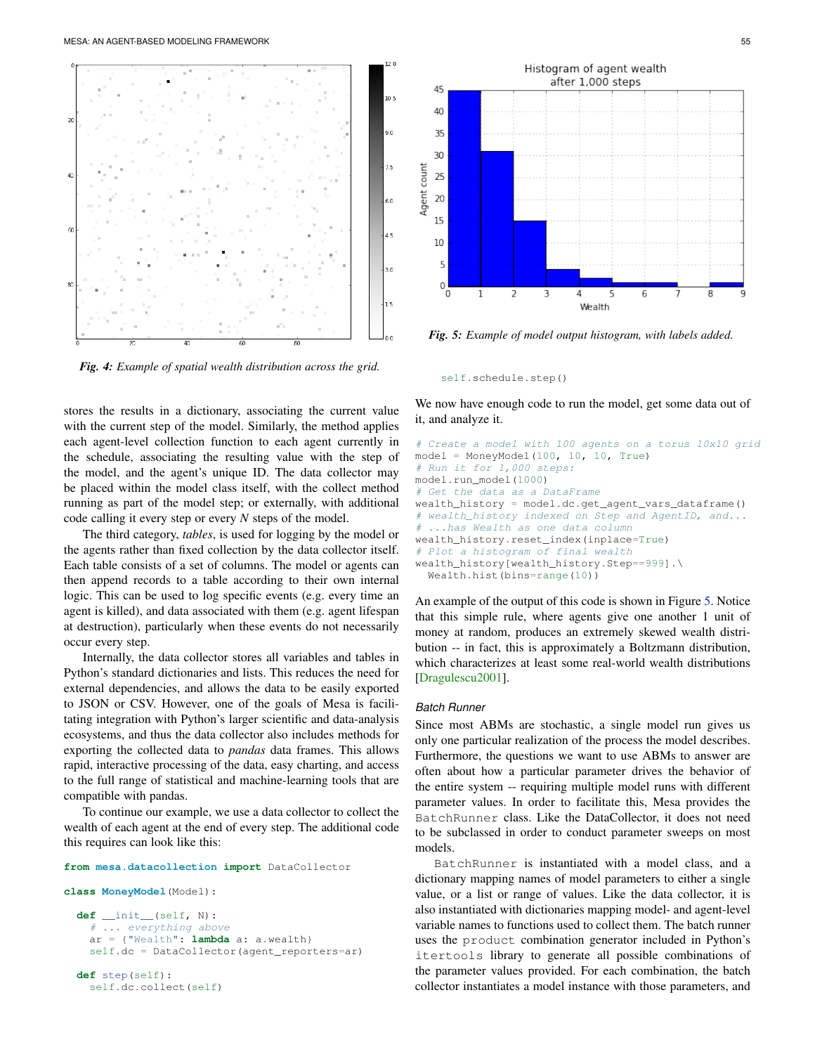*Fig. 4: Example of spatial wealth distribution across the grid.*

*Fig. 5: Example of model output histogram, with labels added.*

stores the results in a dictionary, associating the current value with the current step of the model. Similarly, the method applies each agent-level collection function to each agent currently in the schedule, associating the resulting value with the step of the model, and the agent's unique ID. The data collector may be placed within the model class itself, with the collect method running as part of the model step; or externally, with additional code calling it every step or every N steps of the model.

The third category, *tables*, is used for logging by the model or the agents rather than fixed collection by the data collector itself. Each table consists of a set of columns. The model or agents can then append records to a table according to their own internal logic. This can be used to log specific events (e.g. every time an agent is killed), and data associated with them (e.g. agent lifespan at destruction), particularly when these events do not necessarily occur every step.

Internally, the data collector stores all variables and tables in Python's standard dictionaries and lists. This reduces the need for external dependencies, and allows the data to be easily exported to JSON or CSV. However, one of the goals of Mesa is facilitating integration with Python's larger scientific and data-analysis ecosystems, and thus the data collector also includes methods for exporting the collected data to *pandas* data frames. This allows rapid, interactive processing of the data, easy charting, and access to the full range of statistical and machine-learning tools that are compatible with pandas.

To continue our example, we use a data collector to collect the wealth of each agent at the end of every step. The additional code this requires can look like this:

```
from mesa.datacollection import DataCollector

class MoneyModel(Model):

  def __init__(self, N):
    # ... everything above
    ar = {"Wealth": lambda a: a.wealth}
    self.dc = DataCollector(agent_reporters=ar)

  def step(self):
    self.dc.collect(self)
    self.schedule.step()
```

We now have enough code to run the model, get some data out of it, and analyze it.

```
# Create a model with 100 agents on a torus 10x10 grid
model = MoneyModel(100, 10, 10, True)
# Run it for 1,000 steps:
model.run_model(1000)
# Get the data as a DataFrame
wealth_history = model.dc.get_agent_vars_dataframe()
# wealth_history indexed on Step and AgentID, and...
# ...has Wealth as one data column
wealth_history.reset_index(inplace=True)
# Plot a histogram of final wealth
wealth_history[wealth_history.Step==999].\
  Wealth.hist(bins=range(10))
```

An example of the output of this code is shown in Figure 5. Notice that this simple rule, where agents give one another 1 unit of money at random, produces an extremely skewed wealth distribution -- in fact, this is approximately a Boltzmann distribution, which characterizes at least some real-world wealth distributions [Dragulescu2001].

### Batch Runner

Since most ABMs are stochastic, a single model run gives us only one particular realization of the process the model describes. Furthermore, the questions we want to use ABMs to answer are often about how a particular parameter drives the behavior of the entire system -- requiring multiple model runs with different parameter values. In order to facilitate this, Mesa provides the `BatchRunner` class. Like the DataCollector, it does not need to be subclassed in order to conduct parameter sweeps on most models.

`BatchRunner` is instantiated with a model class, and a dictionary mapping names of model parameters to either a single value, or a list or range of values. Like the data collector, it is also instantiated with dictionaries mapping model- and agent-level variable names to functions used to collect them. The batch runner uses the `product` combination generator included in Python's `itertools` library to generate all possible combinations of the parameter values provided. For each combination, the batch collector instantiates a model instance with those parameters, and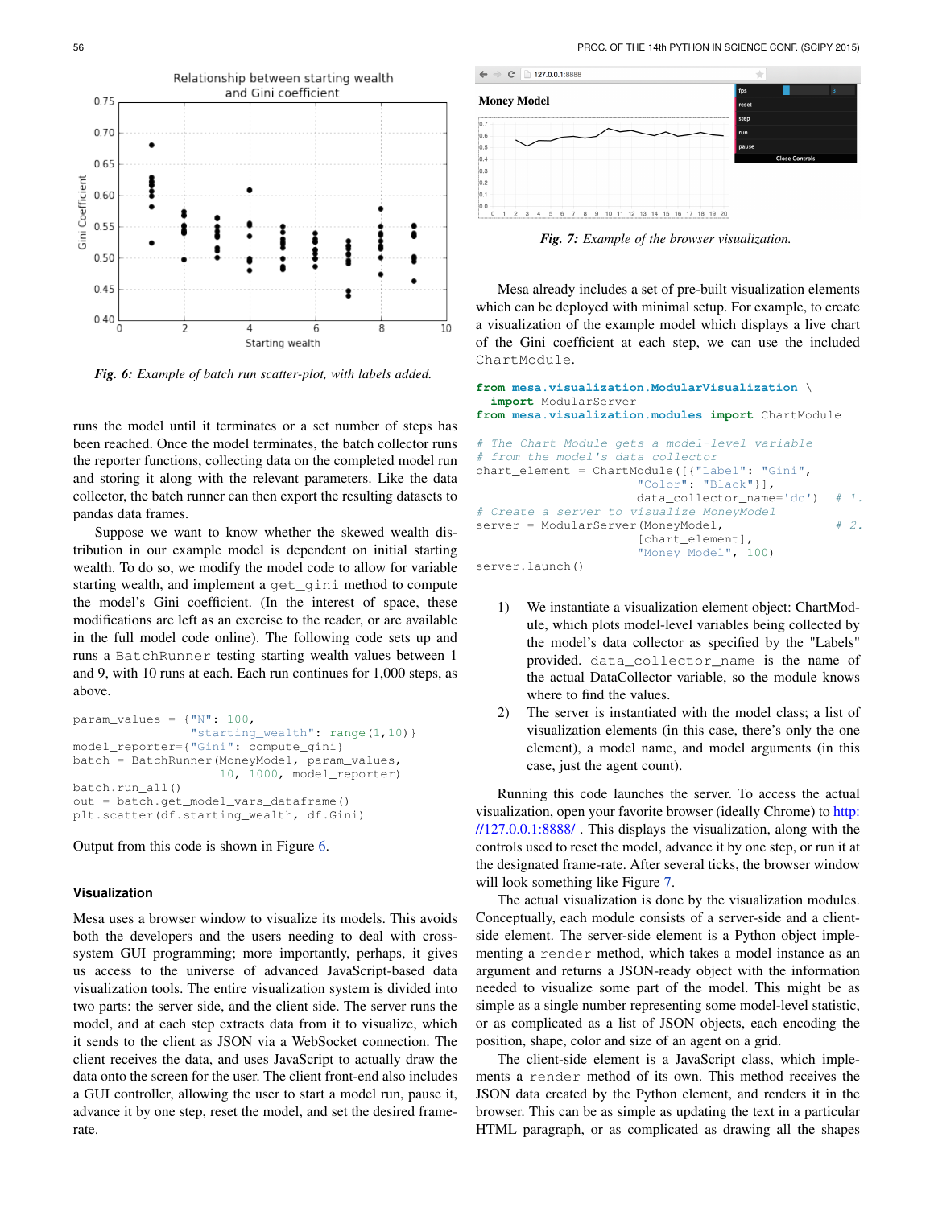*Fig. 6: Example of batch run scatter-plot, with labels added.*

runs the model until it terminates or a set number of steps has been reached. Once the model terminates, the batch collector runs the reporter functions, collecting data on the completed model run and storing it along with the relevant parameters. Like the data collector, the batch runner can then export the resulting datasets to pandas data frames.

Suppose we want to know whether the skewed wealth distribution in our example model is dependent on initial starting wealth. To do so, we modify the model code to allow for variable starting wealth, and implement a `get_gini` method to compute the model's Gini coefficient. (In the interest of space, these modifications are left as an exercise to the reader, or are available in the full model code online). The following code sets up and runs a `BatchRunner` testing starting wealth values between 1 and 9, with 10 runs at each. Each run continues for 1,000 steps, as above.

```
param_values = {"N": 100,
                "starting_wealth": range(1,10)}
model_reporter={"Gini": compute_gini}
batch = BatchRunner(MoneyModel, param_values,
                    10, 1000, model_reporter)
batch.run_all()
out = batch.get_model_vars_dataframe()
plt.scatter(df.starting_wealth, df.Gini)
```

Output from this code is shown in Figure 6.

### Visualization

Mesa uses a browser window to visualize its models. This avoids both the developers and the users needing to deal with cross-system GUI programming; more importantly, perhaps, it gives us access to the universe of advanced JavaScript-based data visualization tools. The entire visualization system is divided into two parts: the server side, and the client side. The server runs the model, and at each step extracts data from it to visualize, which it sends to the client as JSON via a WebSocket connection. The client receives the data, and uses JavaScript to actually draw the data onto the screen for the user. The client front-end also includes a GUI controller, allowing the user to start a model run, pause it, advance it by one step, reset the model, and set the desired frame-rate.

*Fig. 7: Example of the browser visualization.*

Mesa already includes a set of pre-built visualization elements which can be deployed with minimal setup. For example, to create a visualization of the example model which displays a live chart of the Gini coefficient at each step, we can use the included `ChartModule`.

```
from mesa.visualization.ModularVisualization \
  import ModularServer
from mesa.visualization.modules import ChartModule

# The Chart Module gets a model-level variable
# from the model's data collector
chart_element = ChartModule([{"Label": "Gini",
                    "Color": "Black"}],
                    data_collector_name='dc')  # 1.
# Create a server to visualize MoneyModel
server = ModularServer(MoneyModel,              # 2.
                    [chart_element],
                    "Money Model", 100)
server.launch()
```

1) We instantiate a visualization element object: ChartModule, which plots model-level variables being collected by the model's data collector as specified by the "Labels" provided. `data_collector_name` is the name of the actual DataCollector variable, so the module knows where to find the values.
2) The server is instantiated with the model class; a list of visualization elements (in this case, there's only the one element), a model name, and model arguments (in this case, just the agent count).

Running this code launches the server. To access the actual visualization, open your favorite browser (ideally Chrome) to http://127.0.0.1:8888/ . This displays the visualization, along with the controls used to reset the model, advance it by one step, or run it at the designated frame-rate. After several ticks, the browser window will look something like Figure 7.

The actual visualization is done by the visualization modules. Conceptually, each module consists of a server-side and a client-side element. The server-side element is a Python object implementing a `render` method, which takes a model instance as an argument and returns a JSON-ready object with the information needed to visualize some part of the model. This might be as simple as a single number representing some model-level statistic, or as complicated as a list of JSON objects, each encoding the position, shape, color and size of an agent on a grid.

The client-side element is a JavaScript class, which implements a `render` method of its own. This method receives the JSON data created by the Python element, and renders it in the browser. This can be as simple as updating the text in a particular HTML paragraph, or as complicated as drawing all the shapes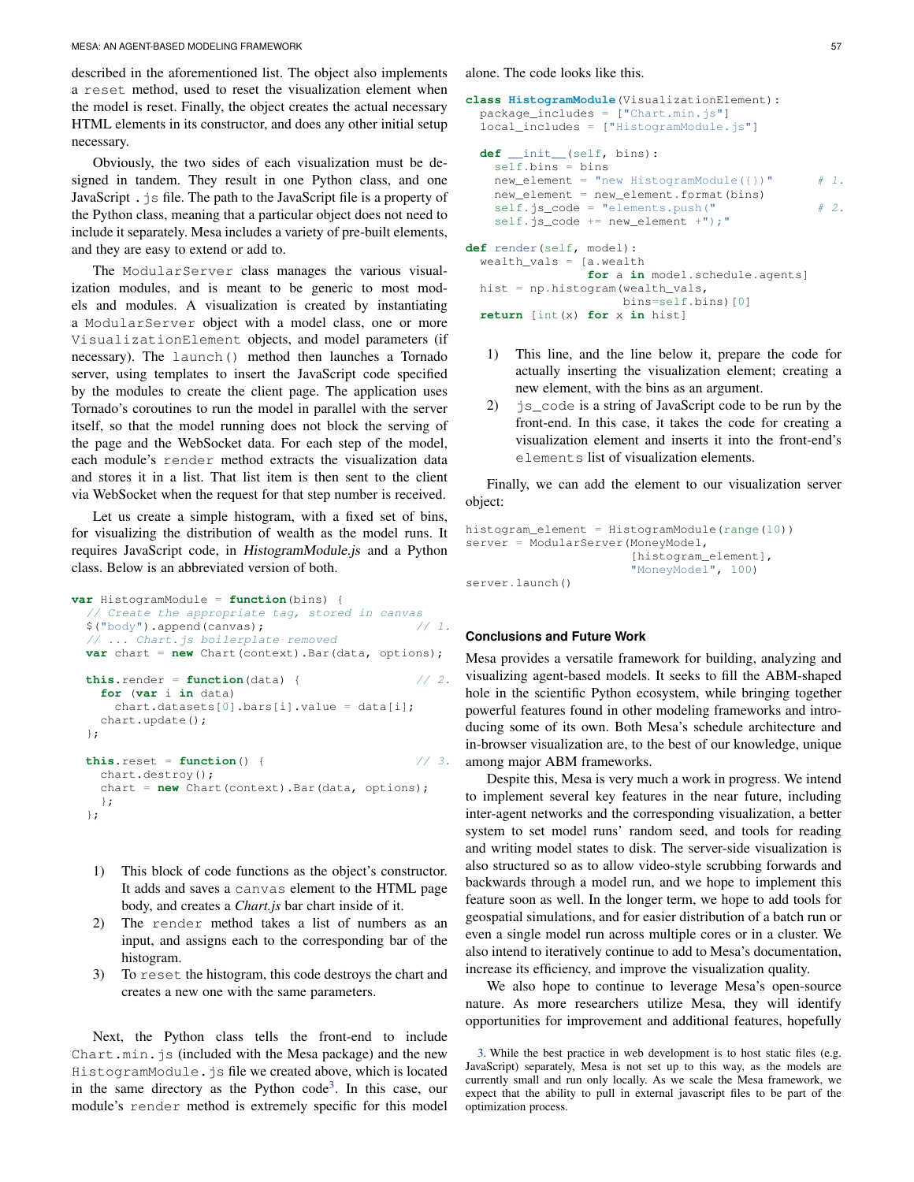described in the aforementioned list. The object also implements a `reset` method, used to reset the visualization element when the model is reset. Finally, the object creates the actual necessary HTML elements in its constructor, and does any other initial setup necessary.

Obviously, the two sides of each visualization must be designed in tandem. They result in one Python class, and one JavaScript `.js` file. The path to the JavaScript file is a property of the Python class, meaning that a particular object does not need to include it separately. Mesa includes a variety of pre-built elements, and they are easy to extend or add to.

The `ModularServer` class manages the various visualization modules, and is meant to be generic to most models and modules. A visualization is created by instantiating a `ModularServer` object with a model class, one or more `VisualizationElement` objects, and model parameters (if necessary). The `launch()` method then launches a Tornado server, using templates to insert the JavaScript code specified by the modules to create the client page. The application uses Tornado's coroutines to run the model in parallel with the server itself, so that the model running does not block the serving of the page and the WebSocket data. For each step of the model, each module's `render` method extracts the visualization data and stores it in a list. That list item is then sent to the client via WebSocket when the request for that step number is received.

Let us create a simple histogram, with a fixed set of bins, for visualizing the distribution of wealth as the model runs. It requires JavaScript code, in *HistogramModule.js* and a Python class. Below is an abbreviated version of both.

```
var HistogramModule = function(bins) {
  // Create the appropriate tag, stored in canvas
  $("body").append(canvas);                        // 1.
  // ... Chart.js boilerplate removed
  var chart = new Chart(context).Bar(data, options);

  this.render = function(data) {                   // 2.
    for (var i in data)
      chart.datasets[0].bars[i].value = data[i];
    chart.update();
  };

  this.reset = function() {                        // 3.
    chart.destroy();
    chart = new Chart(context).Bar(data, options);
    };
};
```

1) This block of code functions as the object's constructor. It adds and saves a `canvas` element to the HTML page body, and creates a *Chart.js* bar chart inside of it.
2) The `render` method takes a list of numbers as an input, and assigns each to the corresponding bar of the histogram.
3) To `reset` the histogram, this code destroys the chart and creates a new one with the same parameters.

Next, the Python class tells the front-end to include `Chart.min.js` (included with the Mesa package) and the new `HistogramModule.js` file we created above, which is located in the same directory as the Python code[3]. In this case, our module's `render` method is extremely specific for this model alone. The code looks like this.

```
class HistogramModule(VisualizationElement):
  package_includes = ["Chart.min.js"]
  local_includes = ["HistogramModule.js"]

  def __init__(self, bins):
    self.bins = bins
    new_element = "new HistogramModule({})"       # 1.
    new_element = new_element.format(bins)
    self.js_code = "elements.push("               # 2.
    self.js_code += new_element +");"

def render(self, model):
  wealth_vals = [a.wealth
                 for a in model.schedule.agents]
  hist = np.histogram(wealth_vals,
                      bins=self.bins)[0]
  return [int(x) for x in hist]
```

1) This line, and the line below it, prepare the code for actually inserting the visualization element; creating a new element, with the bins as an argument.
2) `js_code` is a string of JavaScript code to be run by the front-end. In this case, it takes the code for creating a visualization element and inserts it into the front-end's `elements` list of visualization elements.

Finally, we can add the element to our visualization server object:

```
histogram_element = HistogramModule(range(10))
server = ModularServer(MoneyModel,
                       [histogram_element],
                       "MoneyModel", 100)
server.launch()
```

## Conclusions and Future Work

Mesa provides a versatile framework for building, analyzing and visualizing agent-based models. It seeks to fill the ABM-shaped hole in the scientific Python ecosystem, while bringing together powerful features found in other modeling frameworks and introducing some of its own. Both Mesa's schedule architecture and in-browser visualization are, to the best of our knowledge, unique among major ABM frameworks.

Despite this, Mesa is very much a work in progress. We intend to implement several key features in the near future, including inter-agent networks and the corresponding visualization, a better system to set model runs' random seed, and tools for reading and writing model states to disk. The server-side visualization is also structured so as to allow video-style scrubbing forwards and backwards through a model run, and we hope to implement this feature soon as well. In the longer term, we hope to add tools for geospatial simulations, and for easier distribution of a batch run or even a single model run across multiple cores or in a cluster. We also intend to iteratively continue to add to Mesa's documentation, increase its efficiency, and improve the visualization quality.

We also hope to continue to leverage Mesa's open-source nature. As more researchers utilize Mesa, they will identify opportunities for improvement and additional features, hopefully

3. While the best practice in web development is to host static files (e.g. JavaScript) separately, Mesa is not set up to this way, as the models are currently small and run only locally. As we scale the Mesa framework, we expect that the ability to pull in external javascript files to be part of the optimization process.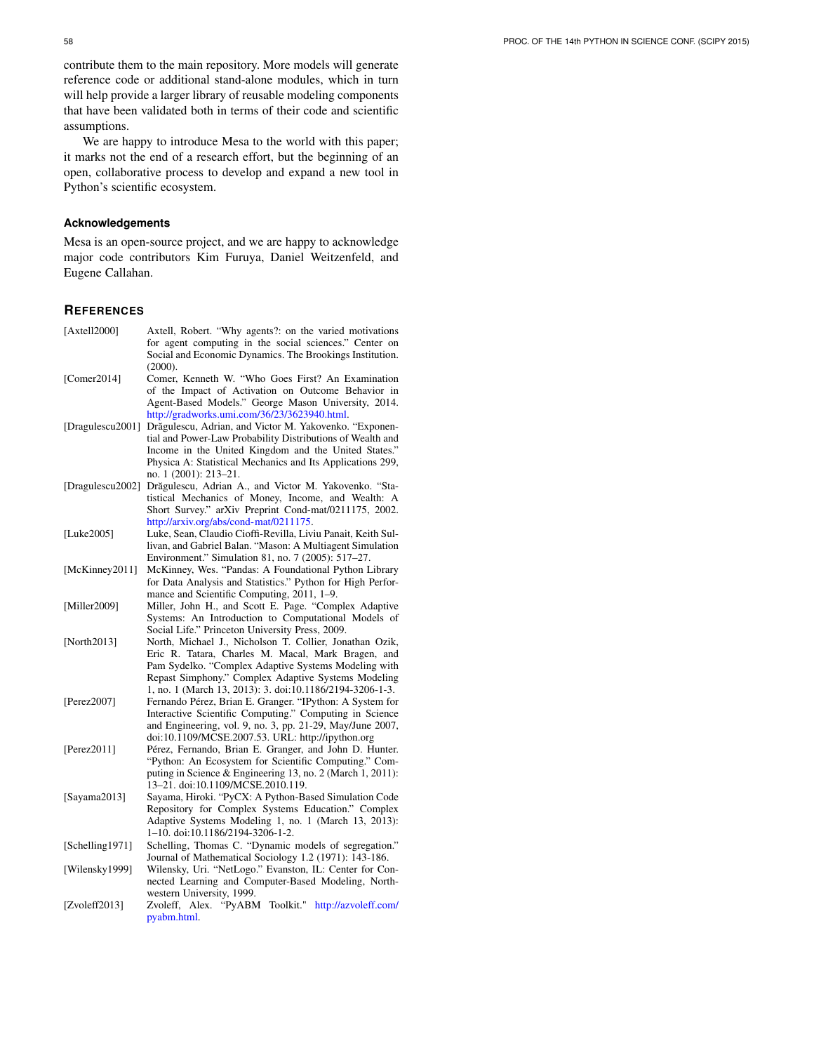contribute them to the main repository. More models will generate reference code or additional stand-alone modules, which in turn will help provide a larger library of reusable modeling components that have been validated both in terms of their code and scientific assumptions.

We are happy to introduce Mesa to the world with this paper; it marks not the end of a research effort, but the beginning of an open, collaborative process to develop and expand a new tool in Python's scientific ecosystem.

### Acknowledgements

Mesa is an open-source project, and we are happy to acknowledge major code contributors Kim Furuya, Daniel Weitzenfeld, and Eugene Callahan.

## References

[Axtell2000] Axtell, Robert. "Why agents?: on the varied motivations for agent computing in the social sciences." Center on Social and Economic Dynamics. The Brookings Institution. (2000).

[Comer2014] Comer, Kenneth W. "Who Goes First? An Examination of the Impact of Activation on Outcome Behavior in Agent-Based Models." George Mason University, 2014. http://gradworks.umi.com/36/23/3623940.html.

[Dragulescu2001] Drăgulescu, Adrian, and Victor M. Yakovenko. "Exponential and Power-Law Probability Distributions of Wealth and Income in the United Kingdom and the United States." Physica A: Statistical Mechanics and Its Applications 299, no. 1 (2001): 213–21.

[Dragulescu2002] Drăgulescu, Adrian A., and Victor M. Yakovenko. "Statistical Mechanics of Money, Income, and Wealth: A Short Survey." arXiv Preprint Cond-mat/0211175, 2002. http://arxiv.org/abs/cond-mat/0211175.

[Luke2005] Luke, Sean, Claudio Cioffi-Revilla, Liviu Panait, Keith Sullivan, and Gabriel Balan. "Mason: A Multiagent Simulation Environment." Simulation 81, no. 7 (2005): 517–27.

[McKinney2011] McKinney, Wes. "Pandas: A Foundational Python Library for Data Analysis and Statistics." Python for High Performance and Scientific Computing, 2011, 1–9.

[Miller2009] Miller, John H., and Scott E. Page. "Complex Adaptive Systems: An Introduction to Computational Models of Social Life." Princeton University Press, 2009.

[North2013] North, Michael J., Nicholson T. Collier, Jonathan Ozik, Eric R. Tatara, Charles M. Macal, Mark Bragen, and Pam Sydelko. "Complex Adaptive Systems Modeling with Repast Simphony." Complex Adaptive Systems Modeling 1, no. 1 (March 13, 2013): 3. doi:10.1186/2194-3206-1-3.

[Perez2007] Fernando Pérez, Brian E. Granger. "IPython: A System for Interactive Scientific Computing." Computing in Science and Engineering, vol. 9, no. 3, pp. 21-29, May/June 2007, doi:10.1109/MCSE.2007.53. URL: http://ipython.org

[Perez2011] Pérez, Fernando, Brian E. Granger, and John D. Hunter. "Python: An Ecosystem for Scientific Computing." Computing in Science & Engineering 13, no. 2 (March 1, 2011): 13–21. doi:10.1109/MCSE.2010.119.

[Sayama2013] Sayama, Hiroki. "PyCX: A Python-Based Simulation Code Repository for Complex Systems Education." Complex Adaptive Systems Modeling 1, no. 1 (March 13, 2013): 1–10. doi:10.1186/2194-3206-1-2.

[Schelling1971] Schelling, Thomas C. "Dynamic models of segregation." Journal of Mathematical Sociology 1.2 (1971): 143-186.

[Wilensky1999] Wilensky, Uri. "NetLogo." Evanston, IL: Center for Connected Learning and Computer-Based Modeling, Northwestern University, 1999.

[Zvoleff2013] Zvoleff, Alex. "PyABM Toolkit." http://azvoleff.com/pyabm.html.